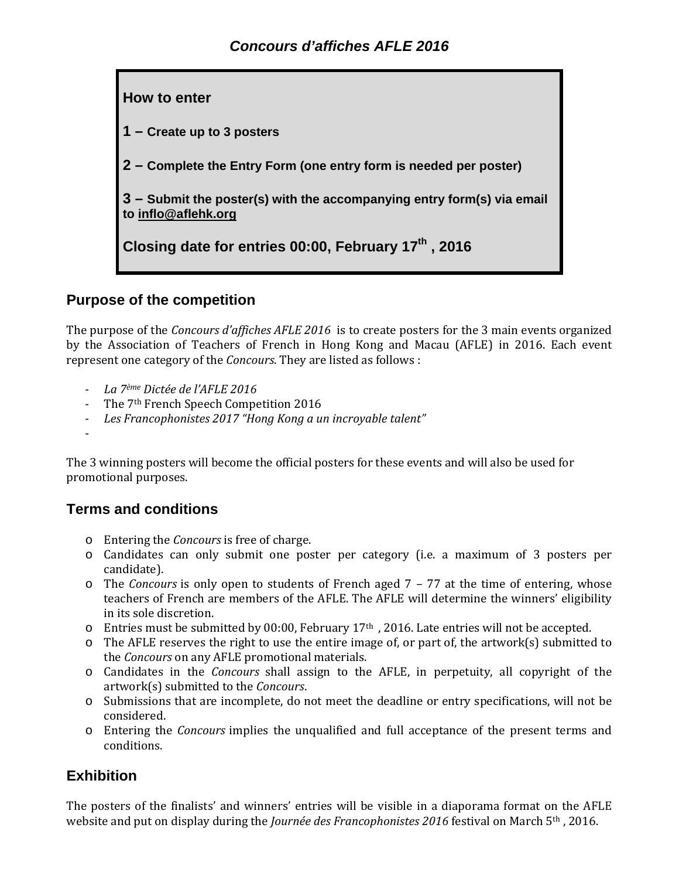# *Concours d'affiches AFLE 2016*

**How to enter**

**1 – Create up to 3 posters**

**2 – Complete the Entry Form (one entry form is needed per poster)**

**3 – Submit the poster(s) with the accompanying entry form(s) via email to inflo@aflehk.org**

**Closing date for entries 00:00, February 17th , 2016**

## Purpose of the competition

The purpose of the *Concours d'affiches AFLE 2016* is to create posters for the 3 main events organized by the Association of Teachers of French in Hong Kong and Macau (AFLE) in 2016. Each event represent one category of the *Concours*. They are listed as follows :

- *La 7ème Dictée de l'AFLE 2016*
- The 7th French Speech Competition 2016
- *Les Francophonistes 2017 "Hong Kong a un incroyable talent"*
-

The 3 winning posters will become the official posters for these events and will also be used for promotional purposes.

## Terms and conditions

- Entering the *Concours* is free of charge.
- Candidates can only submit one poster per category (i.e. a maximum of 3 posters per candidate).
- The *Concours* is only open to students of French aged 7 – 77 at the time of entering, whose teachers of French are members of the AFLE. The AFLE will determine the winners' eligibility in its sole discretion.
- Entries must be submitted by 00:00, February 17th , 2016. Late entries will not be accepted.
- The AFLE reserves the right to use the entire image of, or part of, the artwork(s) submitted to the *Concours* on any AFLE promotional materials.
- Candidates in the *Concours* shall assign to the AFLE, in perpetuity, all copyright of the artwork(s) submitted to the *Concours*.
- Submissions that are incomplete, do not meet the deadline or entry specifications, will not be considered.
- Entering the *Concours* implies the unqualified and full acceptance of the present terms and conditions.

## Exhibition

The posters of the finalists' and winners' entries will be visible in a diaporama format on the AFLE website and put on display during the *Journée des Francophonistes 2016* festival on March 5th , 2016.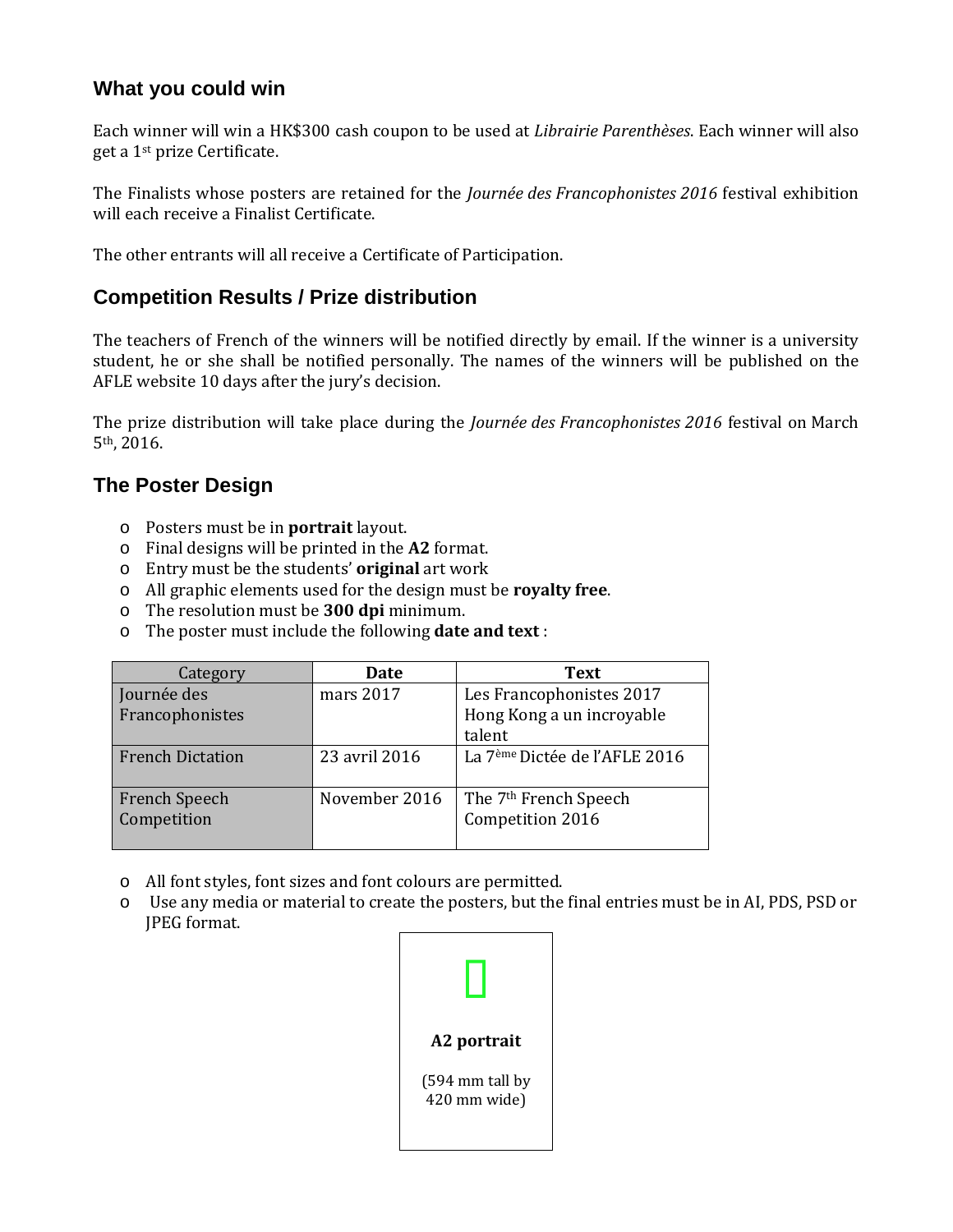## What you could win

Each winner will win a HK$300 cash coupon to be used at *Librairie Parenthèses*. Each winner will also get a 1st prize Certificate.

The Finalists whose posters are retained for the *Journée des Francophonistes 2016* festival exhibition will each receive a Finalist Certificate.

The other entrants will all receive a Certificate of Participation.

## Competition Results / Prize distribution

The teachers of French of the winners will be notified directly by email. If the winner is a university student, he or she shall be notified personally. The names of the winners will be published on the AFLE website 10 days after the jury's decision.

The prize distribution will take place during the *Journée des Francophonistes 2016* festival on March 5th, 2016.

## The Poster Design

- Posters must be in **portrait** layout.
- Final designs will be printed in the **A2** format.
- Entry must be the students' **original** art work
- All graphic elements used for the design must be **royalty free**.
- The resolution must be **300 dpi** minimum.
- The poster must include the following **date and text** :

| Category | Date | Text |
|---|---|---|
| Journée des Francophonistes | mars 2017 | Les Francophonistes 2017 Hong Kong a un incroyable talent |
| French Dictation | 23 avril 2016 | La 7ème Dictée de l'AFLE 2016 |
| French Speech Competition | November 2016 | The 7th French Speech Competition 2016 |

- All font styles, font sizes and font colours are permitted.
- Use any media or material to create the posters, but the final entries must be in AI, PDS, PSD or JPEG format.

**A2 portrait**

(594 mm tall by 420 mm wide)